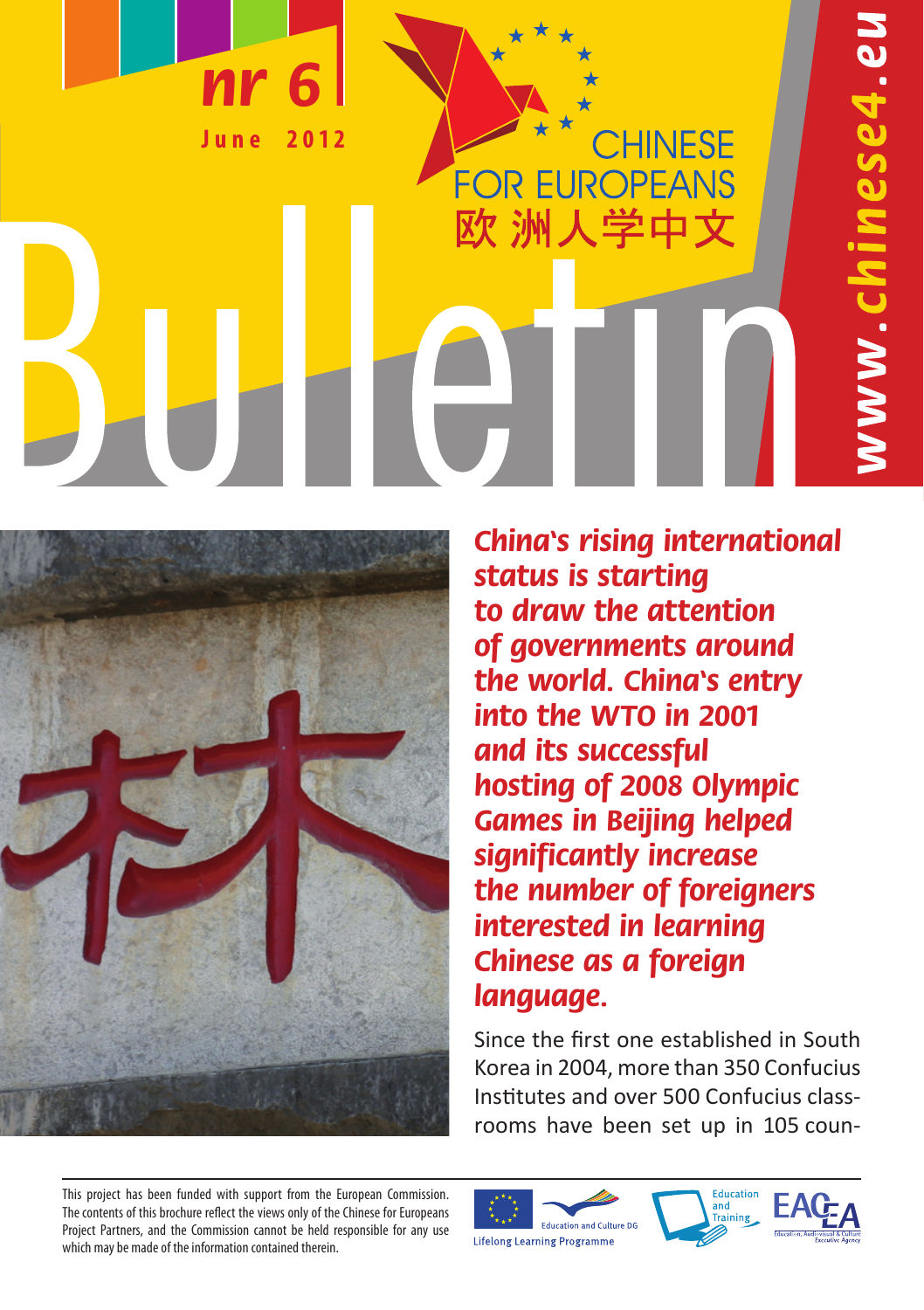nr 6
June 2012

CHINESE
FOR EUROPEANS
欧洲人学中文

www.chinese4.eu

# Bulletin

***China's rising international status is starting to draw the attention of governments around the world. China's entry into the WTO in 2001 and its successful hosting of 2008 Olympic Games in Beijing helped significantly increase the number of foreigners interested in learning Chinese as a foreign language.***

Since the first one established in South Korea in 2004, more than 350 Confucius Institutes and over 500 Confucius class-rooms have been set up in 105 coun-

This project has been funded with support from the European Commission. The contents of this brochure reflect the views only of the Chinese for Europeans Project Partners, and the Commission cannot be held responsible for any use which may be made of the information contained therein.

Education and Culture DG
Lifelong Learning Programme
Education and Training
EACEA Education, Audiovisual & Culture Executive Agency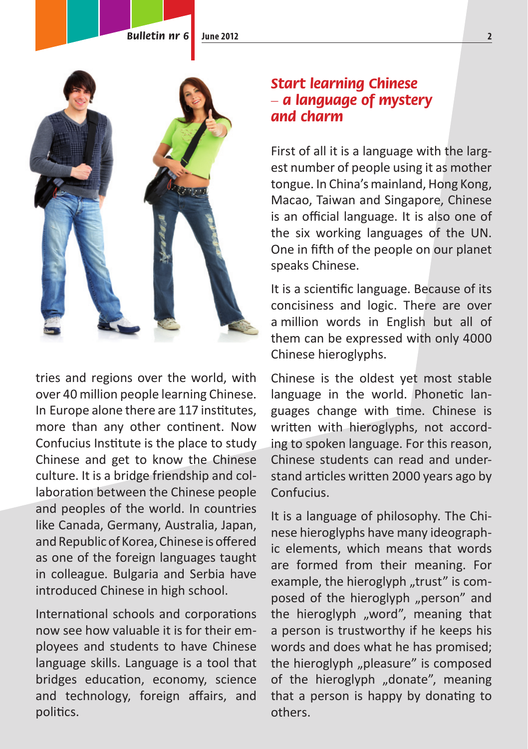tries and regions over the world, with over 40 million people learning Chinese. In Europe alone there are 117 institutes, more than any other continent. Now Confucius Institute is the place to study Chinese and get to know the Chinese culture. It is a bridge friendship and collaboration between the Chinese people and peoples of the world. In countries like Canada, Germany, Australia, Japan, and Republic of Korea, Chinese is offered as one of the foreign languages taught in colleague. Bulgaria and Serbia have introduced Chinese in high school.

International schools and corporations now see how valuable it is for their employees and students to have Chinese language skills. Language is a tool that bridges education, economy, science and technology, foreign affairs, and politics.

## *Start learning Chinese – a language of mystery and charm*

First of all it is a language with the largest number of people using it as mother tongue. In China's mainland, Hong Kong, Macao, Taiwan and Singapore, Chinese is an official language. It is also one of the six working languages of the UN. One in fifth of the people on our planet speaks Chinese.

It is a scientific language. Because of its conciseness and logic. There are over a million words in English but all of them can be expressed with only 4000 Chinese hieroglyphs.

Chinese is the oldest yet most stable language in the world. Phonetic languages change with time. Chinese is written with hieroglyphs, not according to spoken language. For this reason, Chinese students can read and understand articles written 2000 years ago by Confucius.

It is a language of philosophy. The Chinese hieroglyphs have many ideographic elements, which means that words are formed from their meaning. For example, the hieroglyph „trust" is composed of the hieroglyph „person" and the hieroglyph „word", meaning that a person is trustworthy if he keeps his words and does what he has promised; the hieroglyph „pleasure" is composed of the hieroglyph „donate", meaning that a person is happy by donating to others.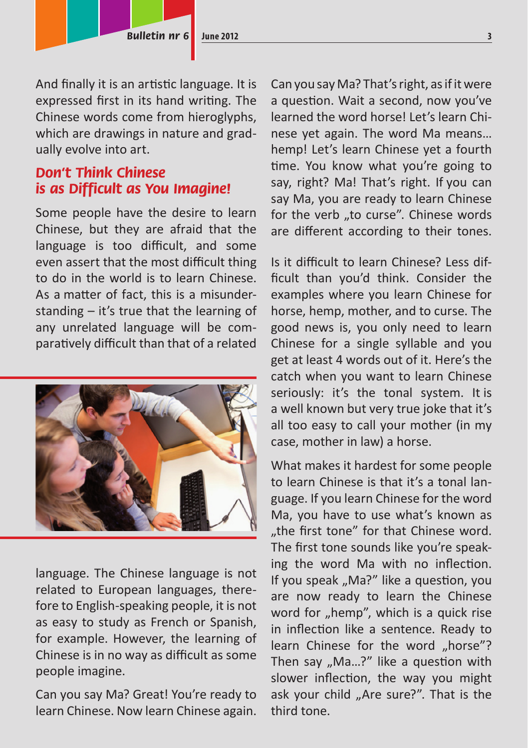And finally it is an artistic language. It is expressed first in its hand writing. The Chinese words come from hieroglyphs, which are drawings in nature and gradually evolve into art.

## *Don't Think Chinese is as Difficult as You Imagine!*

Some people have the desire to learn Chinese, but they are afraid that the language is too difficult, and some even assert that the most difficult thing to do in the world is to learn Chinese. As a matter of fact, this is a misunderstanding – it's true that the learning of any unrelated language will be comparatively difficult than that of a related language. The Chinese language is not related to European languages, therefore to English-speaking people, it is not as easy to study as French or Spanish, for example. However, the learning of Chinese is in no way as difficult as some people imagine.

Can you say Ma? Great! You're ready to learn Chinese. Now learn Chinese again. Can you say Ma? That's right, as if it were a question. Wait a second, now you've learned the word horse! Let's learn Chinese yet again. The word Ma means… hemp! Let's learn Chinese yet a fourth time. You know what you're going to say, right? Ma! That's right. If you can say Ma, you are ready to learn Chinese for the verb „to curse". Chinese words are different according to their tones.

Is it difficult to learn Chinese? Less difficult than you'd think. Consider the examples where you learn Chinese for horse, hemp, mother, and to curse. The good news is, you only need to learn Chinese for a single syllable and you get at least 4 words out of it. Here's the catch when you want to learn Chinese seriously: it's the tonal system. It is a well known but very true joke that it's all too easy to call your mother (in my case, mother in law) a horse.

What makes it hardest for some people to learn Chinese is that it's a tonal language. If you learn Chinese for the word Ma, you have to use what's known as „the first tone" for that Chinese word. The first tone sounds like you're speaking the word Ma with no inflection. If you speak „Ma?" like a question, you are now ready to learn the Chinese word for „hemp", which is a quick rise in inflection like a sentence. Ready to learn Chinese for the word „horse"? Then say „Ma…?" like a question with slower inflection, the way you might ask your child „Are sure?". That is the third tone.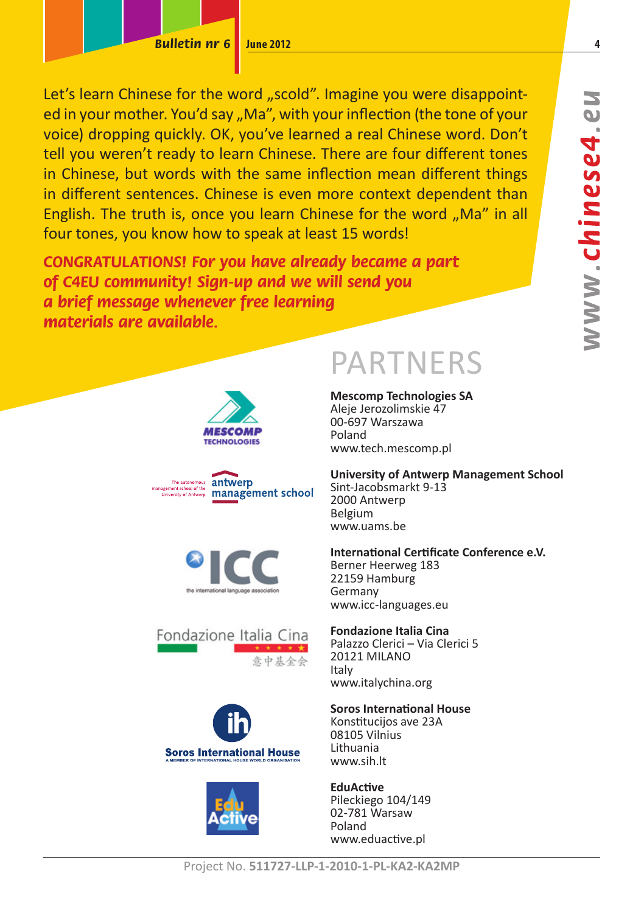Let's learn Chinese for the word „scold". Imagine you were disappointed in your mother. You'd say „Ma", with your inflection (the tone of your voice) dropping quickly. OK, you've learned a real Chinese word. Don't tell you weren't ready to learn Chinese. There are four different tones in Chinese, but words with the same inflection mean different things in different sentences. Chinese is even more context dependent than English. The truth is, once you learn Chinese for the word „Ma" in all four tones, you know how to speak at least 15 words!

***CONGRATULATIONS! For you have already became a part of C4EU community! Sign-up and we will send you a brief message whenever free learning materials are available.***

www.chinese4.eu

# PARTNERS

**Mescomp Technologies SA**
Aleje Jerozolimskie 47
00-697 Warszawa
Poland
www.tech.mescomp.pl

**University of Antwerp Management School**
Sint-Jacobsmarkt 9-13
2000 Antwerp
Belgium
www.uams.be

**International Certificate Conference e.V.**
Berner Heerweg 183
22159 Hamburg
Germany
www.icc-languages.eu

**Fondazione Italia Cina**
Palazzo Clerici – Via Clerici 5
20121 MILANO
Italy
www.italychina.org

**Soros International House**
Konstitucijos ave 23A
08105 Vilnius
Lithuania
www.sih.lt

**EduActive**
Pileckiego 104/149
02-781 Warsaw
Poland
www.eduactive.pl

Project No. **511727-LLP-1-2010-1-PL-KA2-KA2MP**